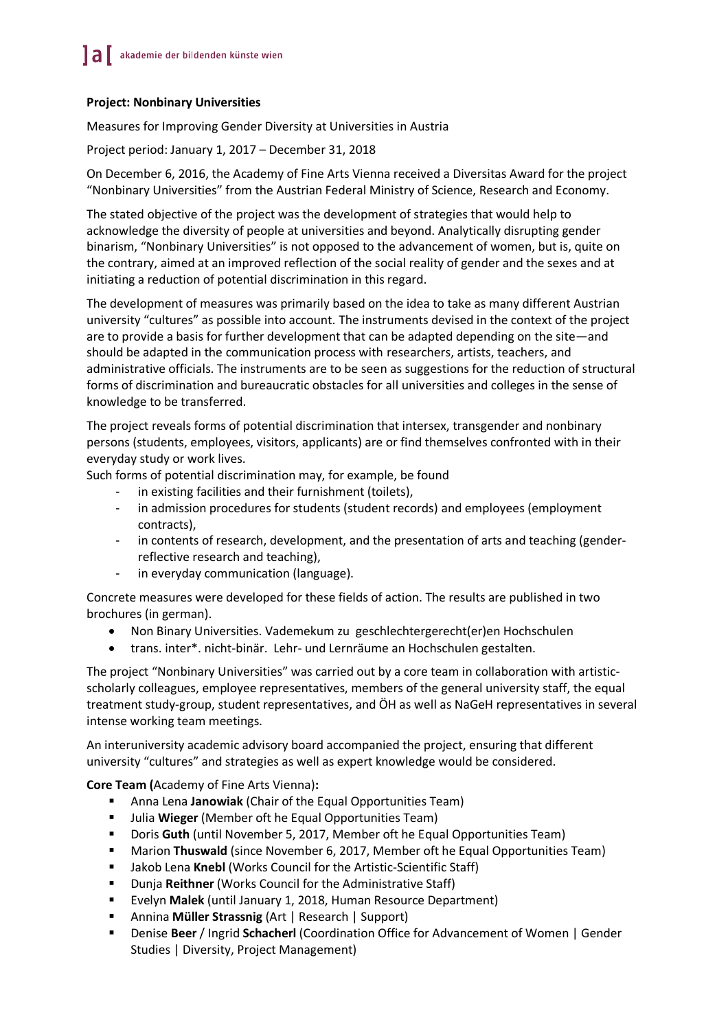**Project: Nonbinary Universities**

Measures for Improving Gender Diversity at Universities in Austria

Project period: January 1, 2017 – December 31, 2018

On December 6, 2016, the Academy of Fine Arts Vienna received a Diversitas Award for the project "Nonbinary Universities" from the Austrian Federal Ministry of Science, Research and Economy.

The stated objective of the project was the development of strategies that would help to acknowledge the diversity of people at universities and beyond. Analytically disrupting gender binarism, "Nonbinary Universities" is not opposed to the advancement of women, but is, quite on the contrary, aimed at an improved reflection of the social reality of gender and the sexes and at initiating a reduction of potential discrimination in this regard.

The development of measures was primarily based on the idea to take as many different Austrian university "cultures" as possible into account. The instruments devised in the context of the project are to provide a basis for further development that can be adapted depending on the site—and should be adapted in the communication process with researchers, artists, teachers, and administrative officials. The instruments are to be seen as suggestions for the reduction of structural forms of discrimination and bureaucratic obstacles for all universities and colleges in the sense of knowledge to be transferred.

The project reveals forms of potential discrimination that intersex, transgender and nonbinary persons (students, employees, visitors, applicants) are or find themselves confronted with in their everyday study or work lives.
Such forms of potential discrimination may, for example, be found

- in existing facilities and their furnishment (toilets),
- in admission procedures for students (student records) and employees (employment contracts),
- in contents of research, development, and the presentation of arts and teaching (gender-reflective research and teaching),
- in everyday communication (language).

Concrete measures were developed for these fields of action. The results are published in two brochures (in german).

- Non Binary Universities. Vademekum zu geschlechtergerecht(er)en Hochschulen
- trans. inter\*. nicht-binär. Lehr- und Lernräume an Hochschulen gestalten.

The project "Nonbinary Universities" was carried out by a core team in collaboration with artistic-scholarly colleagues, employee representatives, members of the general university staff, the equal treatment study-group, student representatives, and ÖH as well as NaGeH representatives in several intense working team meetings.

An interuniversity academic advisory board accompanied the project, ensuring that different university "cultures" and strategies as well as expert knowledge would be considered.

**Core Team (**Academy of Fine Arts Vienna)**:**

- Anna Lena **Janowiak** (Chair of the Equal Opportunities Team)
- Julia **Wieger** (Member oft he Equal Opportunities Team)
- Doris **Guth** (until November 5, 2017, Member oft he Equal Opportunities Team)
- Marion **Thuswald** (since November 6, 2017, Member oft he Equal Opportunities Team)
- Jakob Lena **Knebl** (Works Council for the Artistic-Scientific Staff)
- Dunja **Reithner** (Works Council for the Administrative Staff)
- Evelyn **Malek** (until January 1, 2018, Human Resource Department)
- Annina **Müller Strassnig** (Art | Research | Support)
- Denise **Beer** / Ingrid **Schacherl** (Coordination Office for Advancement of Women | Gender Studies | Diversity, Project Management)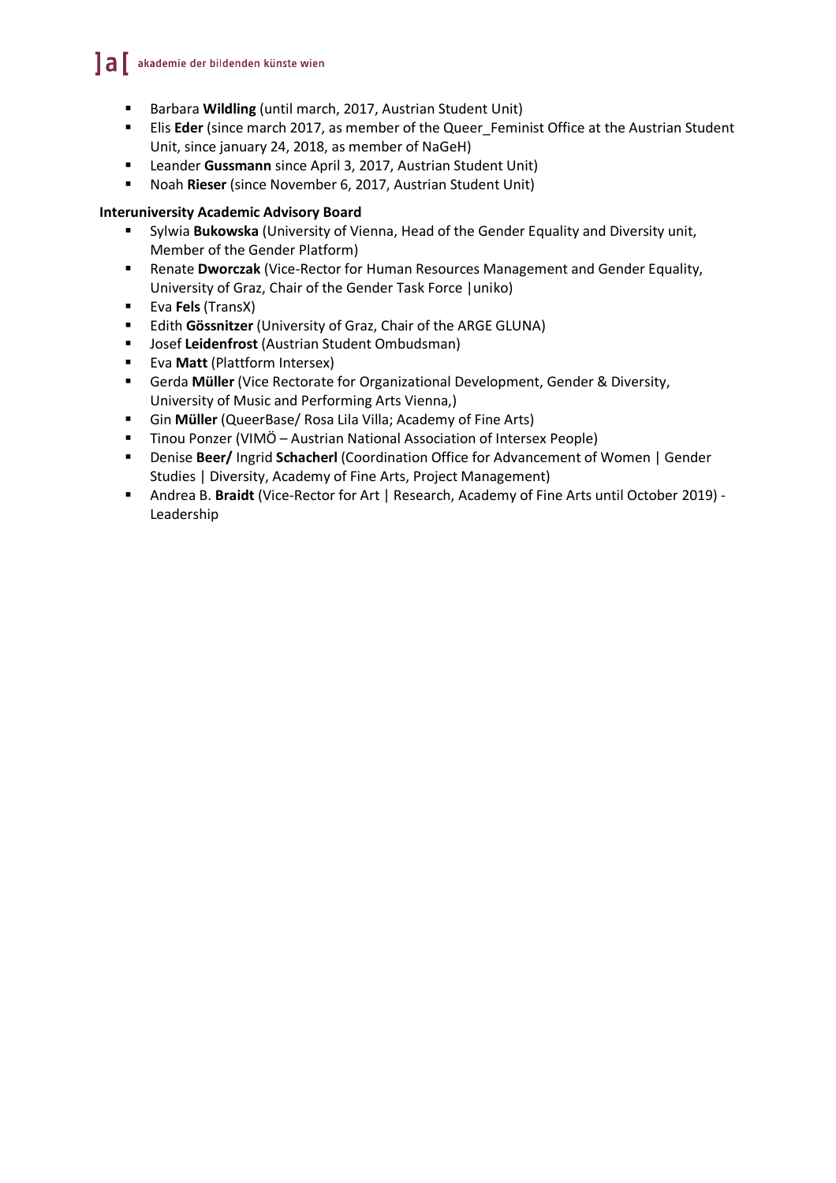- Barbara **Wildling** (until march, 2017, Austrian Student Unit)
- Elis **Eder** (since march 2017, as member of the Queer_Feminist Office at the Austrian Student Unit, since january 24, 2018, as member of NaGeH)
- Leander **Gussmann** since April 3, 2017, Austrian Student Unit)
- Noah **Rieser** (since November 6, 2017, Austrian Student Unit)

**Interuniversity Academic Advisory Board**

- Sylwia **Bukowska** (University of Vienna, Head of the Gender Equality and Diversity unit, Member of the Gender Platform)
- Renate **Dworczak** (Vice-Rector for Human Resources Management and Gender Equality, University of Graz, Chair of the Gender Task Force |uniko)
- Eva **Fels** (TransX)
- Edith **Gössnitzer** (University of Graz, Chair of the ARGE GLUNA)
- Josef **Leidenfrost** (Austrian Student Ombudsman)
- Eva **Matt** (Plattform Intersex)
- Gerda **Müller** (Vice Rectorate for Organizational Development, Gender & Diversity, University of Music and Performing Arts Vienna,)
- Gin **Müller** (QueerBase/ Rosa Lila Villa; Academy of Fine Arts)
- Tinou Ponzer (VIMÖ – Austrian National Association of Intersex People)
- Denise **Beer/** Ingrid **Schacherl** (Coordination Office for Advancement of Women | Gender Studies | Diversity, Academy of Fine Arts, Project Management)
- Andrea B. **Braidt** (Vice-Rector for Art | Research, Academy of Fine Arts until October 2019) - Leadership